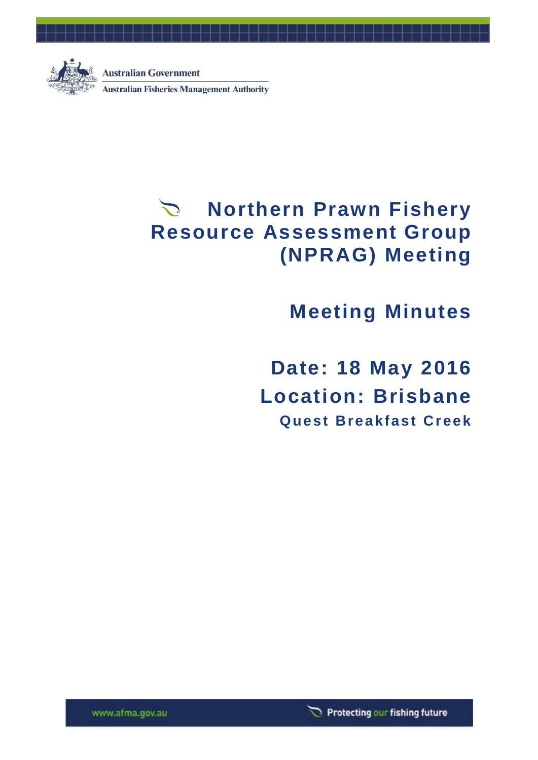Australian Government

Australian Fisheries Management Authority

# Northern Prawn Fishery Resource Assessment Group (NPRAG) Meeting

## Meeting Minutes

## Date: 18 May 2016

## Location: Brisbane

### Quest Breakfast Creek

www.afma.gov.au

Protecting our fishing future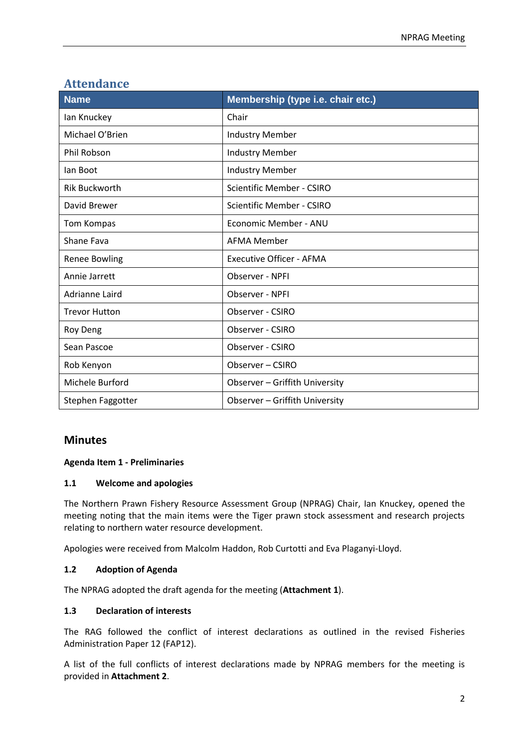## Attendance

| Name | Membership (type i.e. chair etc.) |
|---|---|
| Ian Knuckey | Chair |
| Michael O'Brien | Industry Member |
| Phil Robson | Industry Member |
| Ian Boot | Industry Member |
| Rik Buckworth | Scientific Member - CSIRO |
| David Brewer | Scientific Member - CSIRO |
| Tom Kompas | Economic Member - ANU |
| Shane Fava | AFMA Member |
| Renee Bowling | Executive Officer - AFMA |
| Annie Jarrett | Observer - NPFI |
| Adrianne Laird | Observer - NPFI |
| Trevor Hutton | Observer - CSIRO |
| Roy Deng | Observer - CSIRO |
| Sean Pascoe | Observer - CSIRO |
| Rob Kenyon | Observer – CSIRO |
| Michele Burford | Observer – Griffith University |
| Stephen Faggotter | Observer – Griffith University |

## Minutes

**Agenda Item 1 - Preliminaries**

### 1.1 Welcome and apologies

The Northern Prawn Fishery Resource Assessment Group (NPRAG) Chair, Ian Knuckey, opened the meeting noting that the main items were the Tiger prawn stock assessment and research projects relating to northern water resource development.

Apologies were received from Malcolm Haddon, Rob Curtotti and Eva Plaganyi-Lloyd.

### 1.2 Adoption of Agenda

The NPRAG adopted the draft agenda for the meeting (**Attachment 1**).

### 1.3 Declaration of interests

The RAG followed the conflict of interest declarations as outlined in the revised Fisheries Administration Paper 12 (FAP12).

A list of the full conflicts of interest declarations made by NPRAG members for the meeting is provided in **Attachment 2**.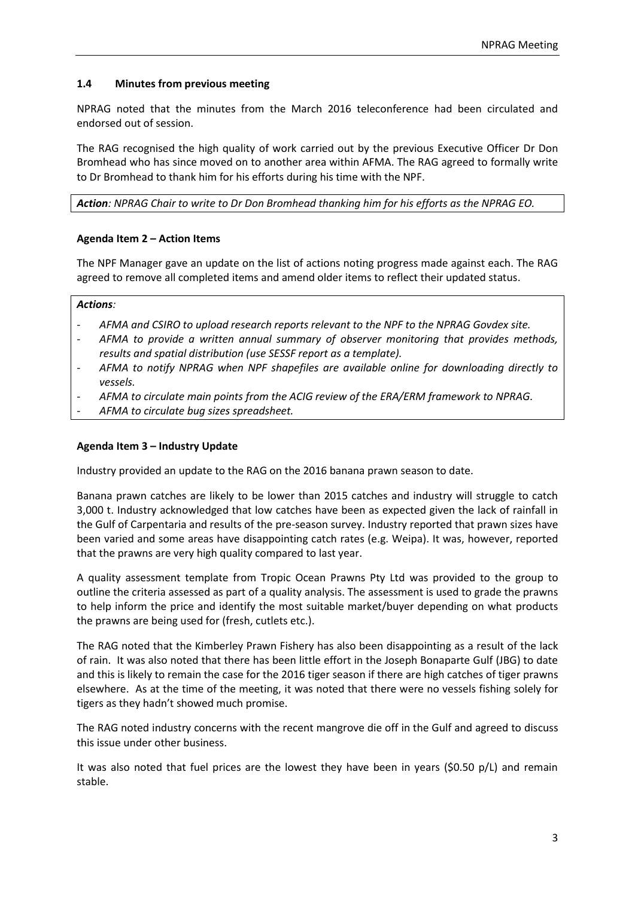### 1.4 Minutes from previous meeting

NPRAG noted that the minutes from the March 2016 teleconference had been circulated and endorsed out of session.

The RAG recognised the high quality of work carried out by the previous Executive Officer Dr Don Bromhead who has since moved on to another area within AFMA. The RAG agreed to formally write to Dr Bromhead to thank him for his efforts during his time with the NPF.

***Action**: NPRAG Chair to write to Dr Don Bromhead thanking him for his efforts as the NPRAG EO.*

### Agenda Item 2 – Action Items

The NPF Manager gave an update on the list of actions noting progress made against each. The RAG agreed to remove all completed items and amend older items to reflect their updated status.

***Actions**:*

- *AFMA and CSIRO to upload research reports relevant to the NPF to the NPRAG Govdex site.*
- *AFMA to provide a written annual summary of observer monitoring that provides methods, results and spatial distribution (use SESSF report as a template).*
- *AFMA to notify NPRAG when NPF shapefiles are available online for downloading directly to vessels.*
- *AFMA to circulate main points from the ACIG review of the ERA/ERM framework to NPRAG.*
- *AFMA to circulate bug sizes spreadsheet.*

### Agenda Item 3 – Industry Update

Industry provided an update to the RAG on the 2016 banana prawn season to date.

Banana prawn catches are likely to be lower than 2015 catches and industry will struggle to catch 3,000 t. Industry acknowledged that low catches have been as expected given the lack of rainfall in the Gulf of Carpentaria and results of the pre-season survey. Industry reported that prawn sizes have been varied and some areas have disappointing catch rates (e.g. Weipa). It was, however, reported that the prawns are very high quality compared to last year.

A quality assessment template from Tropic Ocean Prawns Pty Ltd was provided to the group to outline the criteria assessed as part of a quality analysis. The assessment is used to grade the prawns to help inform the price and identify the most suitable market/buyer depending on what products the prawns are being used for (fresh, cutlets etc.).

The RAG noted that the Kimberley Prawn Fishery has also been disappointing as a result of the lack of rain. It was also noted that there has been little effort in the Joseph Bonaparte Gulf (JBG) to date and this is likely to remain the case for the 2016 tiger season if there are high catches of tiger prawns elsewhere. As at the time of the meeting, it was noted that there were no vessels fishing solely for tigers as they hadn't showed much promise.

The RAG noted industry concerns with the recent mangrove die off in the Gulf and agreed to discuss this issue under other business.

It was also noted that fuel prices are the lowest they have been in years ($0.50 p/L) and remain stable.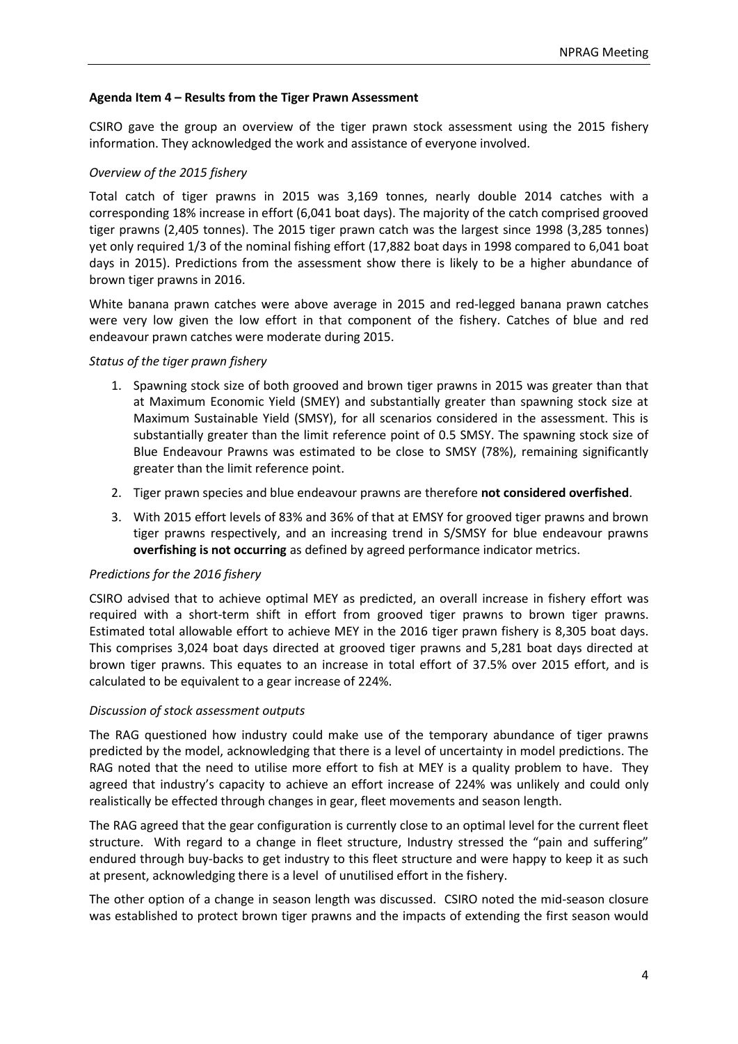**Agenda Item 4 – Results from the Tiger Prawn Assessment**

CSIRO gave the group an overview of the tiger prawn stock assessment using the 2015 fishery information. They acknowledged the work and assistance of everyone involved.

*Overview of the 2015 fishery*

Total catch of tiger prawns in 2015 was 3,169 tonnes, nearly double 2014 catches with a corresponding 18% increase in effort (6,041 boat days). The majority of the catch comprised grooved tiger prawns (2,405 tonnes). The 2015 tiger prawn catch was the largest since 1998 (3,285 tonnes) yet only required 1/3 of the nominal fishing effort (17,882 boat days in 1998 compared to 6,041 boat days in 2015). Predictions from the assessment show there is likely to be a higher abundance of brown tiger prawns in 2016.

White banana prawn catches were above average in 2015 and red-legged banana prawn catches were very low given the low effort in that component of the fishery. Catches of blue and red endeavour prawn catches were moderate during 2015.

*Status of the tiger prawn fishery*

1. Spawning stock size of both grooved and brown tiger prawns in 2015 was greater than that at Maximum Economic Yield (SMEY) and substantially greater than spawning stock size at Maximum Sustainable Yield (SMSY), for all scenarios considered in the assessment. This is substantially greater than the limit reference point of 0.5 SMSY. The spawning stock size of Blue Endeavour Prawns was estimated to be close to SMSY (78%), remaining significantly greater than the limit reference point.
2. Tiger prawn species and blue endeavour prawns are therefore **not considered overfished**.
3. With 2015 effort levels of 83% and 36% of that at EMSY for grooved tiger prawns and brown tiger prawns respectively, and an increasing trend in S/SMSY for blue endeavour prawns **overfishing is not occurring** as defined by agreed performance indicator metrics.

*Predictions for the 2016 fishery*

CSIRO advised that to achieve optimal MEY as predicted, an overall increase in fishery effort was required with a short-term shift in effort from grooved tiger prawns to brown tiger prawns. Estimated total allowable effort to achieve MEY in the 2016 tiger prawn fishery is 8,305 boat days. This comprises 3,024 boat days directed at grooved tiger prawns and 5,281 boat days directed at brown tiger prawns. This equates to an increase in total effort of 37.5% over 2015 effort, and is calculated to be equivalent to a gear increase of 224%.

*Discussion of stock assessment outputs*

The RAG questioned how industry could make use of the temporary abundance of tiger prawns predicted by the model, acknowledging that there is a level of uncertainty in model predictions. The RAG noted that the need to utilise more effort to fish at MEY is a quality problem to have. They agreed that industry's capacity to achieve an effort increase of 224% was unlikely and could only realistically be effected through changes in gear, fleet movements and season length.

The RAG agreed that the gear configuration is currently close to an optimal level for the current fleet structure. With regard to a change in fleet structure, Industry stressed the "pain and suffering" endured through buy-backs to get industry to this fleet structure and were happy to keep it as such at present, acknowledging there is a level of unutilised effort in the fishery.

The other option of a change in season length was discussed. CSIRO noted the mid-season closure was established to protect brown tiger prawns and the impacts of extending the first season would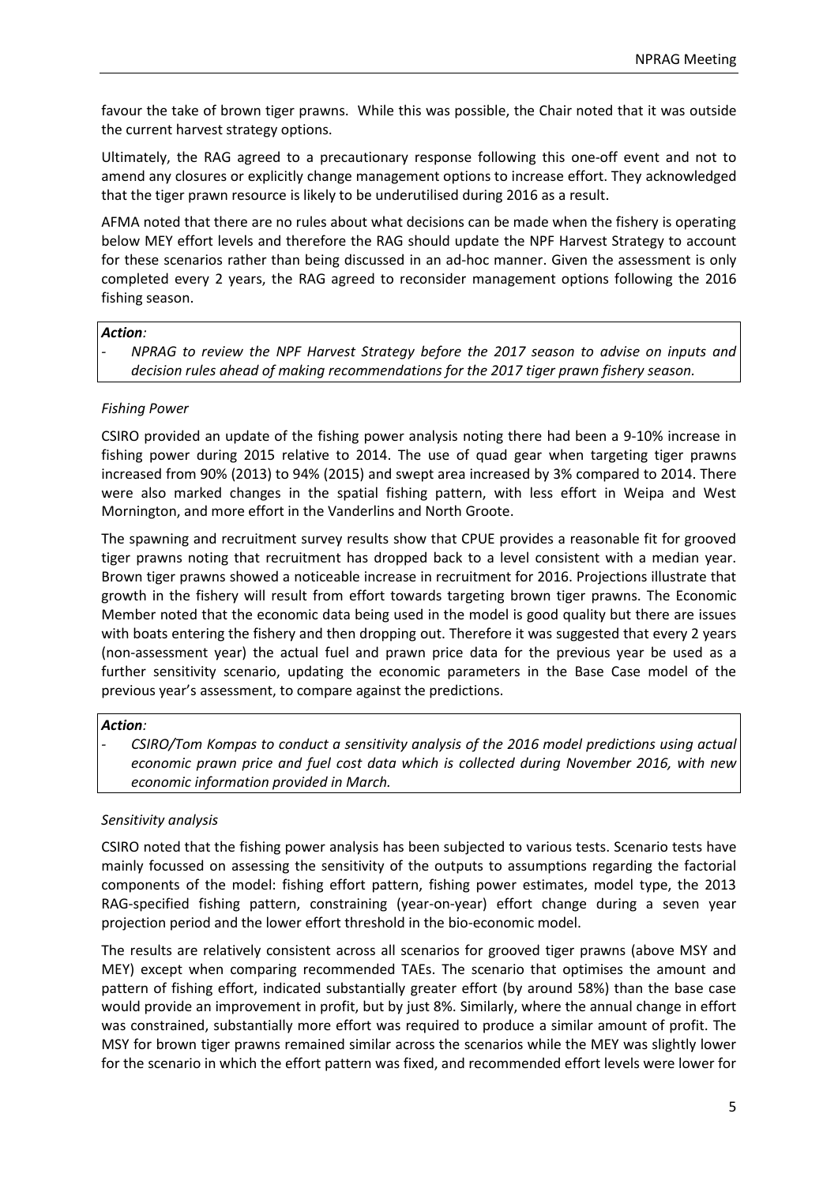favour the take of brown tiger prawns. While this was possible, the Chair noted that it was outside the current harvest strategy options.

Ultimately, the RAG agreed to a precautionary response following this one-off event and not to amend any closures or explicitly change management options to increase effort. They acknowledged that the tiger prawn resource is likely to be underutilised during 2016 as a result.

AFMA noted that there are no rules about what decisions can be made when the fishery is operating below MEY effort levels and therefore the RAG should update the NPF Harvest Strategy to account for these scenarios rather than being discussed in an ad-hoc manner. Given the assessment is only completed every 2 years, the RAG agreed to reconsider management options following the 2016 fishing season.

> ***Action:***
> - *NPRAG to review the NPF Harvest Strategy before the 2017 season to advise on inputs and decision rules ahead of making recommendations for the 2017 tiger prawn fishery season.*

*Fishing Power*

CSIRO provided an update of the fishing power analysis noting there had been a 9-10% increase in fishing power during 2015 relative to 2014. The use of quad gear when targeting tiger prawns increased from 90% (2013) to 94% (2015) and swept area increased by 3% compared to 2014. There were also marked changes in the spatial fishing pattern, with less effort in Weipa and West Mornington, and more effort in the Vanderlins and North Groote.

The spawning and recruitment survey results show that CPUE provides a reasonable fit for grooved tiger prawns noting that recruitment has dropped back to a level consistent with a median year. Brown tiger prawns showed a noticeable increase in recruitment for 2016. Projections illustrate that growth in the fishery will result from effort towards targeting brown tiger prawns. The Economic Member noted that the economic data being used in the model is good quality but there are issues with boats entering the fishery and then dropping out. Therefore it was suggested that every 2 years (non-assessment year) the actual fuel and prawn price data for the previous year be used as a further sensitivity scenario, updating the economic parameters in the Base Case model of the previous year's assessment, to compare against the predictions.

> ***Action:***
> - *CSIRO/Tom Kompas to conduct a sensitivity analysis of the 2016 model predictions using actual economic prawn price and fuel cost data which is collected during November 2016, with new economic information provided in March.*

*Sensitivity analysis*

CSIRO noted that the fishing power analysis has been subjected to various tests. Scenario tests have mainly focussed on assessing the sensitivity of the outputs to assumptions regarding the factorial components of the model: fishing effort pattern, fishing power estimates, model type, the 2013 RAG-specified fishing pattern, constraining (year-on-year) effort change during a seven year projection period and the lower effort threshold in the bio-economic model.

The results are relatively consistent across all scenarios for grooved tiger prawns (above MSY and MEY) except when comparing recommended TAEs. The scenario that optimises the amount and pattern of fishing effort, indicated substantially greater effort (by around 58%) than the base case would provide an improvement in profit, but by just 8%. Similarly, where the annual change in effort was constrained, substantially more effort was required to produce a similar amount of profit. The MSY for brown tiger prawns remained similar across the scenarios while the MEY was slightly lower for the scenario in which the effort pattern was fixed, and recommended effort levels were lower for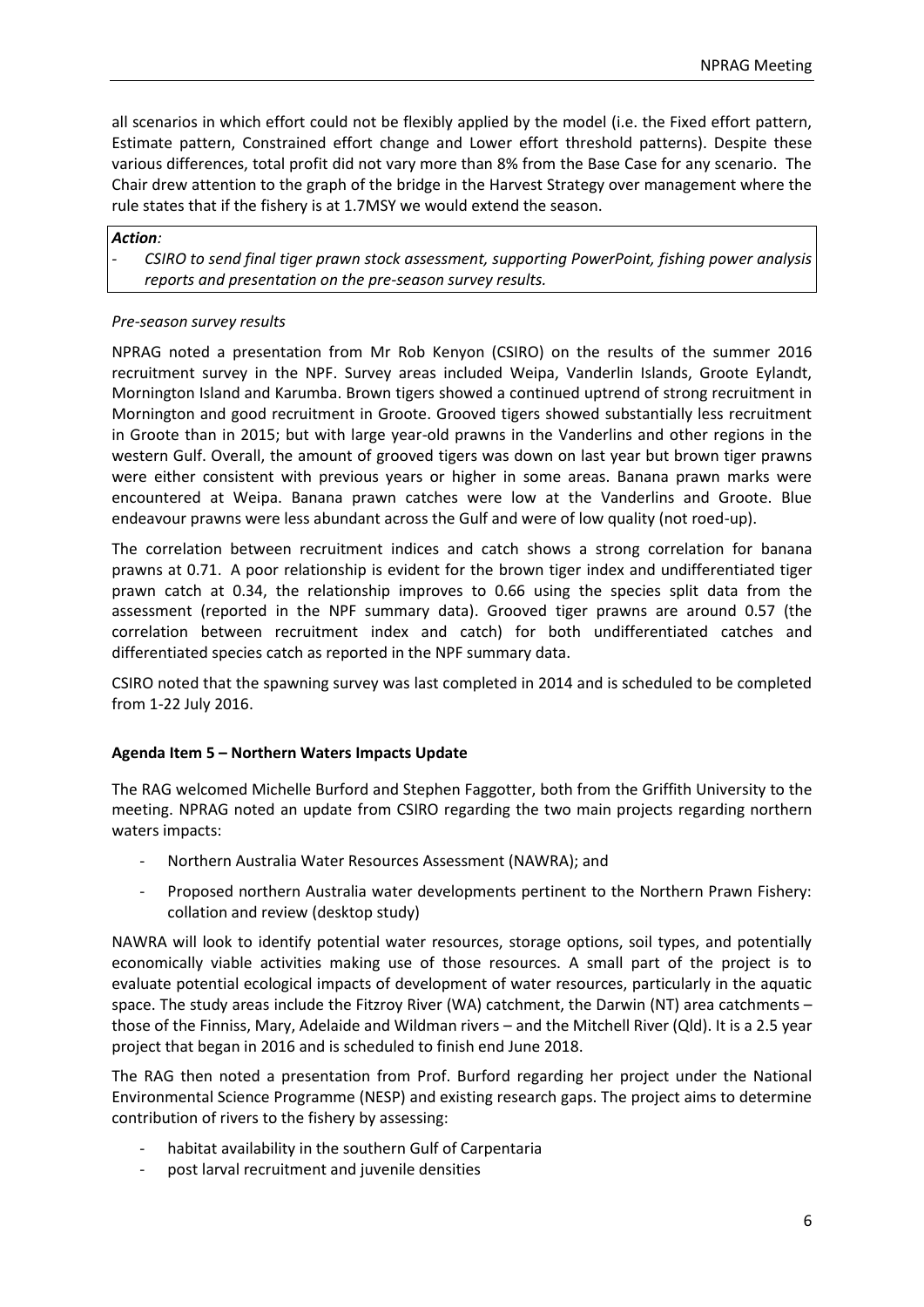all scenarios in which effort could not be flexibly applied by the model (i.e. the Fixed effort pattern, Estimate pattern, Constrained effort change and Lower effort threshold patterns). Despite these various differences, total profit did not vary more than 8% from the Base Case for any scenario. The Chair drew attention to the graph of the bridge in the Harvest Strategy over management where the rule states that if the fishery is at 1.7MSY we would extend the season.

***Action:***

- *CSIRO to send final tiger prawn stock assessment, supporting PowerPoint, fishing power analysis reports and presentation on the pre-season survey results.*

*Pre-season survey results*

NPRAG noted a presentation from Mr Rob Kenyon (CSIRO) on the results of the summer 2016 recruitment survey in the NPF. Survey areas included Weipa, Vanderlin Islands, Groote Eylandt, Mornington Island and Karumba. Brown tigers showed a continued uptrend of strong recruitment in Mornington and good recruitment in Groote. Grooved tigers showed substantially less recruitment in Groote than in 2015; but with large year-old prawns in the Vanderlins and other regions in the western Gulf. Overall, the amount of grooved tigers was down on last year but brown tiger prawns were either consistent with previous years or higher in some areas. Banana prawn marks were encountered at Weipa. Banana prawn catches were low at the Vanderlins and Groote. Blue endeavour prawns were less abundant across the Gulf and were of low quality (not roed-up).

The correlation between recruitment indices and catch shows a strong correlation for banana prawns at 0.71. A poor relationship is evident for the brown tiger index and undifferentiated tiger prawn catch at 0.34, the relationship improves to 0.66 using the species split data from the assessment (reported in the NPF summary data). Grooved tiger prawns are around 0.57 (the correlation between recruitment index and catch) for both undifferentiated catches and differentiated species catch as reported in the NPF summary data.

CSIRO noted that the spawning survey was last completed in 2014 and is scheduled to be completed from 1-22 July 2016.

**Agenda Item 5 – Northern Waters Impacts Update**

The RAG welcomed Michelle Burford and Stephen Faggotter, both from the Griffith University to the meeting. NPRAG noted an update from CSIRO regarding the two main projects regarding northern waters impacts:

- Northern Australia Water Resources Assessment (NAWRA); and
- Proposed northern Australia water developments pertinent to the Northern Prawn Fishery: collation and review (desktop study)

NAWRA will look to identify potential water resources, storage options, soil types, and potentially economically viable activities making use of those resources. A small part of the project is to evaluate potential ecological impacts of development of water resources, particularly in the aquatic space. The study areas include the Fitzroy River (WA) catchment, the Darwin (NT) area catchments – those of the Finniss, Mary, Adelaide and Wildman rivers – and the Mitchell River (Qld). It is a 2.5 year project that began in 2016 and is scheduled to finish end June 2018.

The RAG then noted a presentation from Prof. Burford regarding her project under the National Environmental Science Programme (NESP) and existing research gaps. The project aims to determine contribution of rivers to the fishery by assessing:

- habitat availability in the southern Gulf of Carpentaria
- post larval recruitment and juvenile densities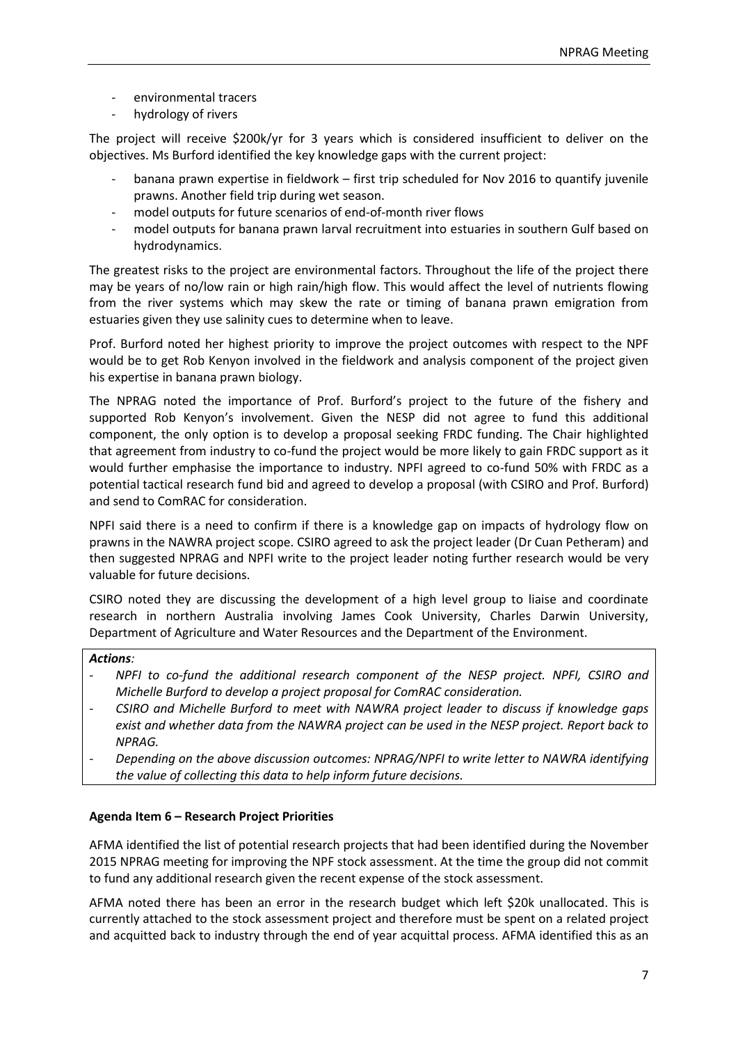- environmental tracers
- hydrology of rivers

The project will receive $200k/yr for 3 years which is considered insufficient to deliver on the objectives. Ms Burford identified the key knowledge gaps with the current project:

- banana prawn expertise in fieldwork – first trip scheduled for Nov 2016 to quantify juvenile prawns. Another field trip during wet season.
- model outputs for future scenarios of end-of-month river flows
- model outputs for banana prawn larval recruitment into estuaries in southern Gulf based on hydrodynamics.

The greatest risks to the project are environmental factors. Throughout the life of the project there may be years of no/low rain or high rain/high flow. This would affect the level of nutrients flowing from the river systems which may skew the rate or timing of banana prawn emigration from estuaries given they use salinity cues to determine when to leave.

Prof. Burford noted her highest priority to improve the project outcomes with respect to the NPF would be to get Rob Kenyon involved in the fieldwork and analysis component of the project given his expertise in banana prawn biology.

The NPRAG noted the importance of Prof. Burford's project to the future of the fishery and supported Rob Kenyon's involvement. Given the NESP did not agree to fund this additional component, the only option is to develop a proposal seeking FRDC funding. The Chair highlighted that agreement from industry to co-fund the project would be more likely to gain FRDC support as it would further emphasise the importance to industry. NPFI agreed to co-fund 50% with FRDC as a potential tactical research fund bid and agreed to develop a proposal (with CSIRO and Prof. Burford) and send to ComRAC for consideration.

NPFI said there is a need to confirm if there is a knowledge gap on impacts of hydrology flow on prawns in the NAWRA project scope. CSIRO agreed to ask the project leader (Dr Cuan Petheram) and then suggested NPRAG and NPFI write to the project leader noting further research would be very valuable for future decisions.

CSIRO noted they are discussing the development of a high level group to liaise and coordinate research in northern Australia involving James Cook University, Charles Darwin University, Department of Agriculture and Water Resources and the Department of the Environment.

***Actions:***

- *NPFI to co-fund the additional research component of the NESP project. NPFI, CSIRO and Michelle Burford to develop a project proposal for ComRAC consideration.*
- *CSIRO and Michelle Burford to meet with NAWRA project leader to discuss if knowledge gaps exist and whether data from the NAWRA project can be used in the NESP project. Report back to NPRAG.*
- *Depending on the above discussion outcomes: NPRAG/NPFI to write letter to NAWRA identifying the value of collecting this data to help inform future decisions.*

**Agenda Item 6 – Research Project Priorities**

AFMA identified the list of potential research projects that had been identified during the November 2015 NPRAG meeting for improving the NPF stock assessment. At the time the group did not commit to fund any additional research given the recent expense of the stock assessment.

AFMA noted there has been an error in the research budget which left $20k unallocated. This is currently attached to the stock assessment project and therefore must be spent on a related project and acquitted back to industry through the end of year acquittal process. AFMA identified this as an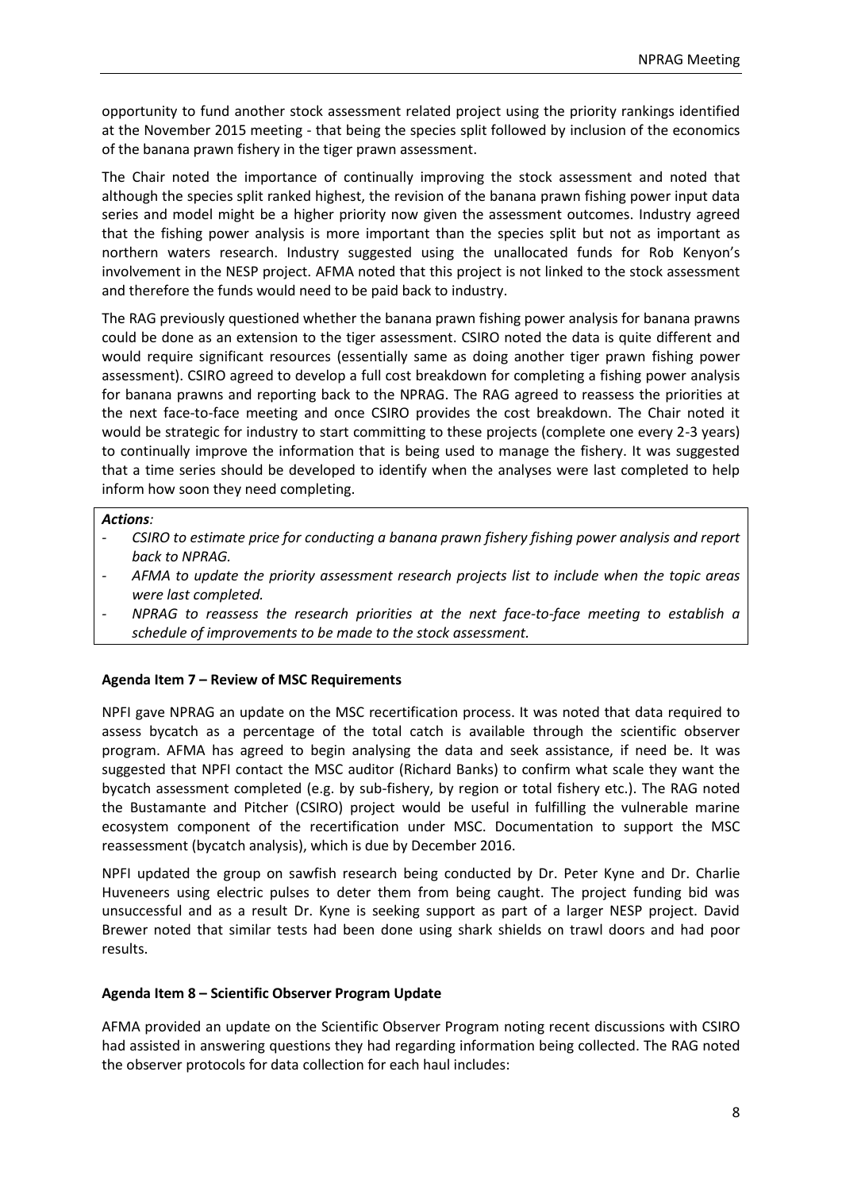opportunity to fund another stock assessment related project using the priority rankings identified at the November 2015 meeting - that being the species split followed by inclusion of the economics of the banana prawn fishery in the tiger prawn assessment.

The Chair noted the importance of continually improving the stock assessment and noted that although the species split ranked highest, the revision of the banana prawn fishing power input data series and model might be a higher priority now given the assessment outcomes. Industry agreed that the fishing power analysis is more important than the species split but not as important as northern waters research. Industry suggested using the unallocated funds for Rob Kenyon's involvement in the NESP project. AFMA noted that this project is not linked to the stock assessment and therefore the funds would need to be paid back to industry.

The RAG previously questioned whether the banana prawn fishing power analysis for banana prawns could be done as an extension to the tiger assessment. CSIRO noted the data is quite different and would require significant resources (essentially same as doing another tiger prawn fishing power assessment). CSIRO agreed to develop a full cost breakdown for completing a fishing power analysis for banana prawns and reporting back to the NPRAG. The RAG agreed to reassess the priorities at the next face-to-face meeting and once CSIRO provides the cost breakdown. The Chair noted it would be strategic for industry to start committing to these projects (complete one every 2-3 years) to continually improve the information that is being used to manage the fishery. It was suggested that a time series should be developed to identify when the analyses were last completed to help inform how soon they need completing.

***Actions:***

- *CSIRO to estimate price for conducting a banana prawn fishery fishing power analysis and report back to NPRAG.*
- *AFMA to update the priority assessment research projects list to include when the topic areas were last completed.*
- *NPRAG to reassess the research priorities at the next face-to-face meeting to establish a schedule of improvements to be made to the stock assessment.*

**Agenda Item 7 – Review of MSC Requirements**

NPFI gave NPRAG an update on the MSC recertification process. It was noted that data required to assess bycatch as a percentage of the total catch is available through the scientific observer program. AFMA has agreed to begin analysing the data and seek assistance, if need be. It was suggested that NPFI contact the MSC auditor (Richard Banks) to confirm what scale they want the bycatch assessment completed (e.g. by sub-fishery, by region or total fishery etc.). The RAG noted the Bustamante and Pitcher (CSIRO) project would be useful in fulfilling the vulnerable marine ecosystem component of the recertification under MSC. Documentation to support the MSC reassessment (bycatch analysis), which is due by December 2016.

NPFI updated the group on sawfish research being conducted by Dr. Peter Kyne and Dr. Charlie Huveneers using electric pulses to deter them from being caught. The project funding bid was unsuccessful and as a result Dr. Kyne is seeking support as part of a larger NESP project. David Brewer noted that similar tests had been done using shark shields on trawl doors and had poor results.

**Agenda Item 8 – Scientific Observer Program Update**

AFMA provided an update on the Scientific Observer Program noting recent discussions with CSIRO had assisted in answering questions they had regarding information being collected. The RAG noted the observer protocols for data collection for each haul includes: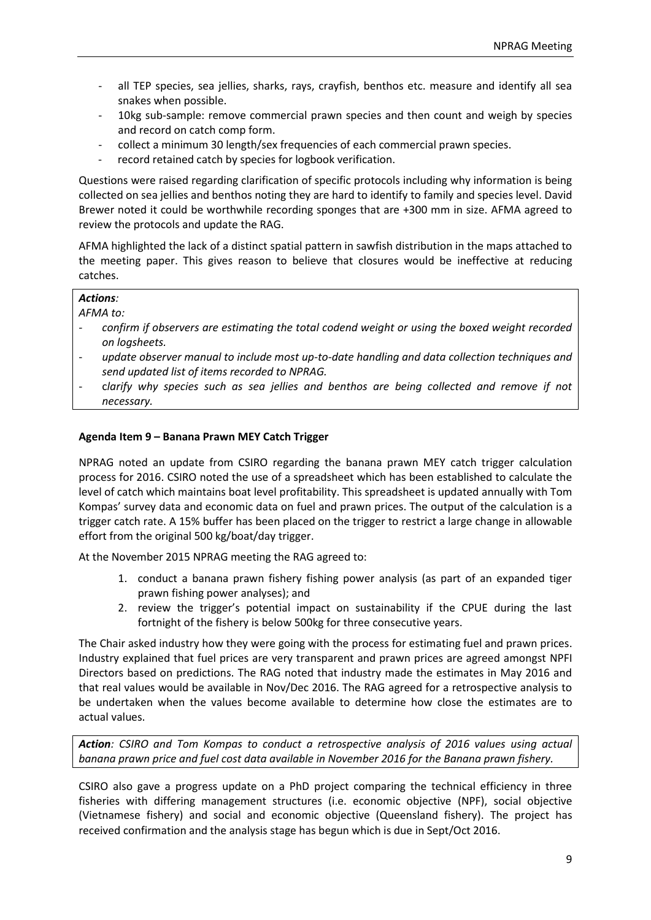- all TEP species, sea jellies, sharks, rays, crayfish, benthos etc. measure and identify all sea snakes when possible.
- 10kg sub-sample: remove commercial prawn species and then count and weigh by species and record on catch comp form.
- collect a minimum 30 length/sex frequencies of each commercial prawn species.
- record retained catch by species for logbook verification.

Questions were raised regarding clarification of specific protocols including why information is being collected on sea jellies and benthos noting they are hard to identify to family and species level. David Brewer noted it could be worthwhile recording sponges that are +300 mm in size. AFMA agreed to review the protocols and update the RAG.

AFMA highlighted the lack of a distinct spatial pattern in sawfish distribution in the maps attached to the meeting paper. This gives reason to believe that closures would be ineffective at reducing catches.

***Actions**:*

*AFMA to:*

- *confirm if observers are estimating the total codend weight or using the boxed weight recorded on logsheets.*
- *update observer manual to include most up-to-date handling and data collection techniques and send updated list of items recorded to NPRAG.*
- *clarify why species such as sea jellies and benthos are being collected and remove if not necessary.*

**Agenda Item 9 – Banana Prawn MEY Catch Trigger**

NPRAG noted an update from CSIRO regarding the banana prawn MEY catch trigger calculation process for 2016. CSIRO noted the use of a spreadsheet which has been established to calculate the level of catch which maintains boat level profitability. This spreadsheet is updated annually with Tom Kompas' survey data and economic data on fuel and prawn prices. The output of the calculation is a trigger catch rate. A 15% buffer has been placed on the trigger to restrict a large change in allowable effort from the original 500 kg/boat/day trigger.

At the November 2015 NPRAG meeting the RAG agreed to:

1. conduct a banana prawn fishery fishing power analysis (as part of an expanded tiger prawn fishing power analyses); and
2. review the trigger's potential impact on sustainability if the CPUE during the last fortnight of the fishery is below 500kg for three consecutive years.

The Chair asked industry how they were going with the process for estimating fuel and prawn prices. Industry explained that fuel prices are very transparent and prawn prices are agreed amongst NPFI Directors based on predictions. The RAG noted that industry made the estimates in May 2016 and that real values would be available in Nov/Dec 2016. The RAG agreed for a retrospective analysis to be undertaken when the values become available to determine how close the estimates are to actual values.

***Action**: CSIRO and Tom Kompas to conduct a retrospective analysis of 2016 values using actual banana prawn price and fuel cost data available in November 2016 for the Banana prawn fishery.*

CSIRO also gave a progress update on a PhD project comparing the technical efficiency in three fisheries with differing management structures (i.e. economic objective (NPF), social objective (Vietnamese fishery) and social and economic objective (Queensland fishery). The project has received confirmation and the analysis stage has begun which is due in Sept/Oct 2016.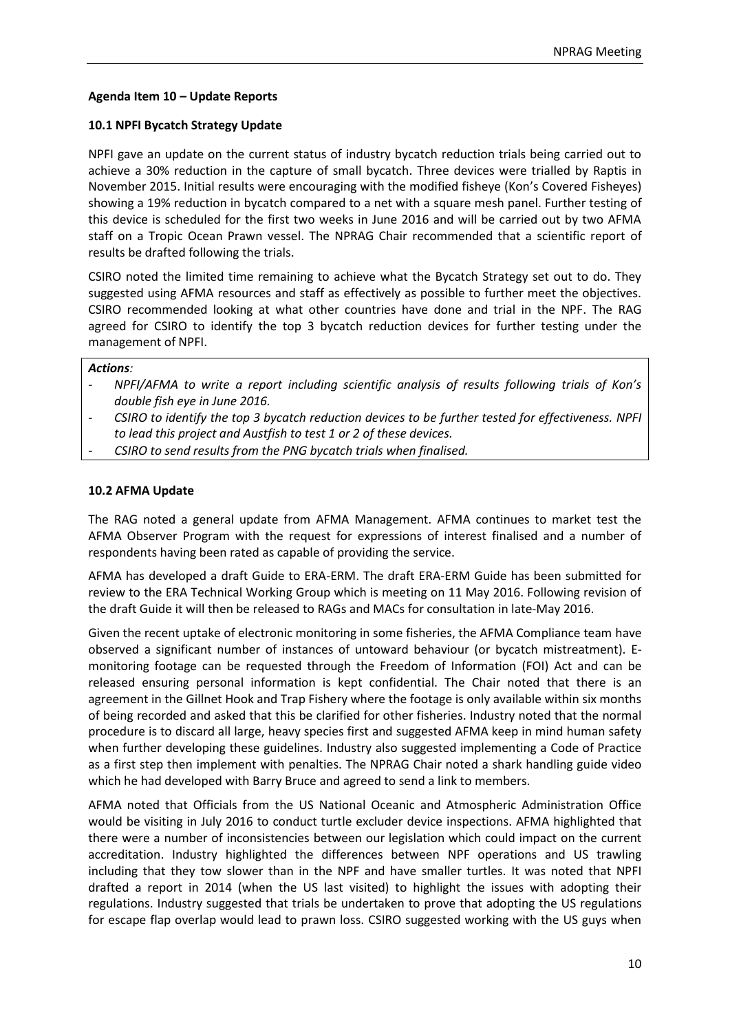### Agenda Item 10 – Update Reports

#### 10.1 NPFI Bycatch Strategy Update

NPFI gave an update on the current status of industry bycatch reduction trials being carried out to achieve a 30% reduction in the capture of small bycatch. Three devices were trialled by Raptis in November 2015. Initial results were encouraging with the modified fisheye (Kon's Covered Fisheyes) showing a 19% reduction in bycatch compared to a net with a square mesh panel. Further testing of this device is scheduled for the first two weeks in June 2016 and will be carried out by two AFMA staff on a Tropic Ocean Prawn vessel. The NPRAG Chair recommended that a scientific report of results be drafted following the trials.

CSIRO noted the limited time remaining to achieve what the Bycatch Strategy set out to do. They suggested using AFMA resources and staff as effectively as possible to further meet the objectives. CSIRO recommended looking at what other countries have done and trial in the NPF. The RAG agreed for CSIRO to identify the top 3 bycatch reduction devices for further testing under the management of NPFI.

***Actions:***

- *NPFI/AFMA to write a report including scientific analysis of results following trials of Kon's double fish eye in June 2016.*
- *CSIRO to identify the top 3 bycatch reduction devices to be further tested for effectiveness. NPFI to lead this project and Austfish to test 1 or 2 of these devices.*
- *CSIRO to send results from the PNG bycatch trials when finalised.*

#### 10.2 AFMA Update

The RAG noted a general update from AFMA Management. AFMA continues to market test the AFMA Observer Program with the request for expressions of interest finalised and a number of respondents having been rated as capable of providing the service.

AFMA has developed a draft Guide to ERA-ERM. The draft ERA-ERM Guide has been submitted for review to the ERA Technical Working Group which is meeting on 11 May 2016. Following revision of the draft Guide it will then be released to RAGs and MACs for consultation in late-May 2016.

Given the recent uptake of electronic monitoring in some fisheries, the AFMA Compliance team have observed a significant number of instances of untoward behaviour (or bycatch mistreatment). E-monitoring footage can be requested through the Freedom of Information (FOI) Act and can be released ensuring personal information is kept confidential. The Chair noted that there is an agreement in the Gillnet Hook and Trap Fishery where the footage is only available within six months of being recorded and asked that this be clarified for other fisheries. Industry noted that the normal procedure is to discard all large, heavy species first and suggested AFMA keep in mind human safety when further developing these guidelines. Industry also suggested implementing a Code of Practice as a first step then implement with penalties. The NPRAG Chair noted a shark handling guide video which he had developed with Barry Bruce and agreed to send a link to members.

AFMA noted that Officials from the US National Oceanic and Atmospheric Administration Office would be visiting in July 2016 to conduct turtle excluder device inspections. AFMA highlighted that there were a number of inconsistencies between our legislation which could impact on the current accreditation. Industry highlighted the differences between NPF operations and US trawling including that they tow slower than in the NPF and have smaller turtles. It was noted that NPFI drafted a report in 2014 (when the US last visited) to highlight the issues with adopting their regulations. Industry suggested that trials be undertaken to prove that adopting the US regulations for escape flap overlap would lead to prawn loss. CSIRO suggested working with the US guys when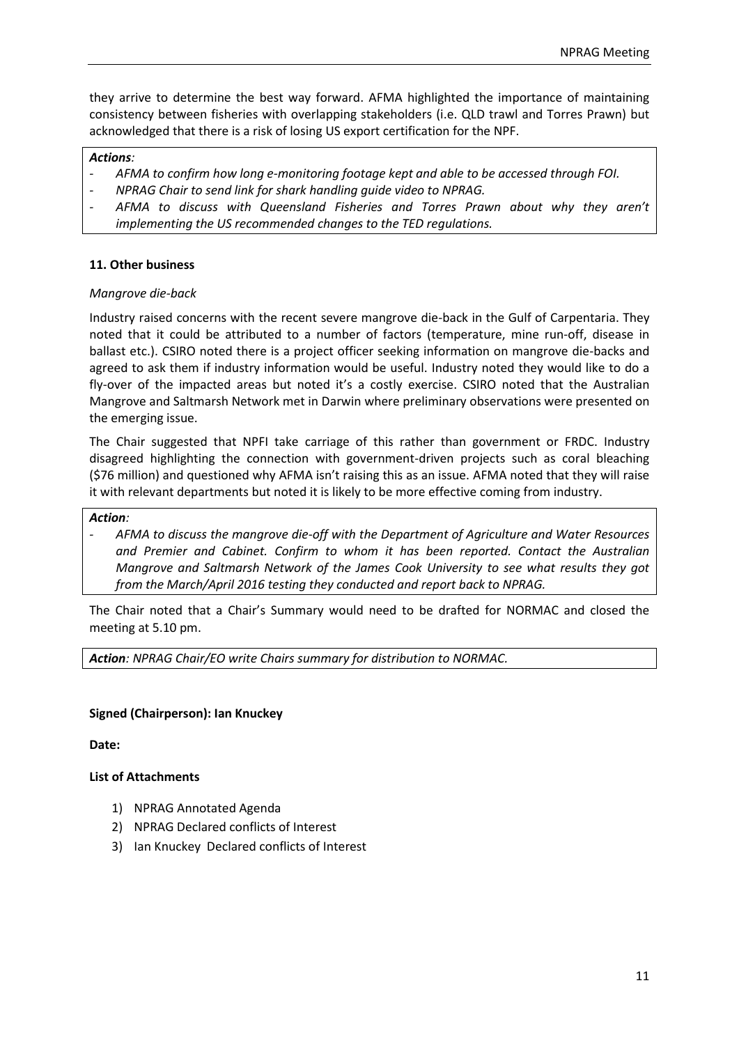they arrive to determine the best way forward. AFMA highlighted the importance of maintaining consistency between fisheries with overlapping stakeholders (i.e. QLD trawl and Torres Prawn) but acknowledged that there is a risk of losing US export certification for the NPF.

***Actions**:*

- *AFMA to confirm how long e-monitoring footage kept and able to be accessed through FOI.*
- *NPRAG Chair to send link for shark handling guide video to NPRAG.*
- *AFMA to discuss with Queensland Fisheries and Torres Prawn about why they aren't implementing the US recommended changes to the TED regulations.*

**11. Other business**

*Mangrove die-back*

Industry raised concerns with the recent severe mangrove die-back in the Gulf of Carpentaria. They noted that it could be attributed to a number of factors (temperature, mine run-off, disease in ballast etc.). CSIRO noted there is a project officer seeking information on mangrove die-backs and agreed to ask them if industry information would be useful. Industry noted they would like to do a fly-over of the impacted areas but noted it's a costly exercise. CSIRO noted that the Australian Mangrove and Saltmarsh Network met in Darwin where preliminary observations were presented on the emerging issue.

The Chair suggested that NPFI take carriage of this rather than government or FRDC. Industry disagreed highlighting the connection with government-driven projects such as coral bleaching ($76 million) and questioned why AFMA isn't raising this as an issue. AFMA noted that they will raise it with relevant departments but noted it is likely to be more effective coming from industry.

***Action**:*

- *AFMA to discuss the mangrove die-off with the Department of Agriculture and Water Resources and Premier and Cabinet. Confirm to whom it has been reported. Contact the Australian Mangrove and Saltmarsh Network of the James Cook University to see what results they got from the March/April 2016 testing they conducted and report back to NPRAG.*

The Chair noted that a Chair's Summary would need to be drafted for NORMAC and closed the meeting at 5.10 pm.

***Action**: NPRAG Chair/EO write Chairs summary for distribution to NORMAC.*

**Signed (Chairperson): Ian Knuckey**

**Date:**

**List of Attachments**

1) NPRAG Annotated Agenda
2) NPRAG Declared conflicts of Interest
3) Ian Knuckey Declared conflicts of Interest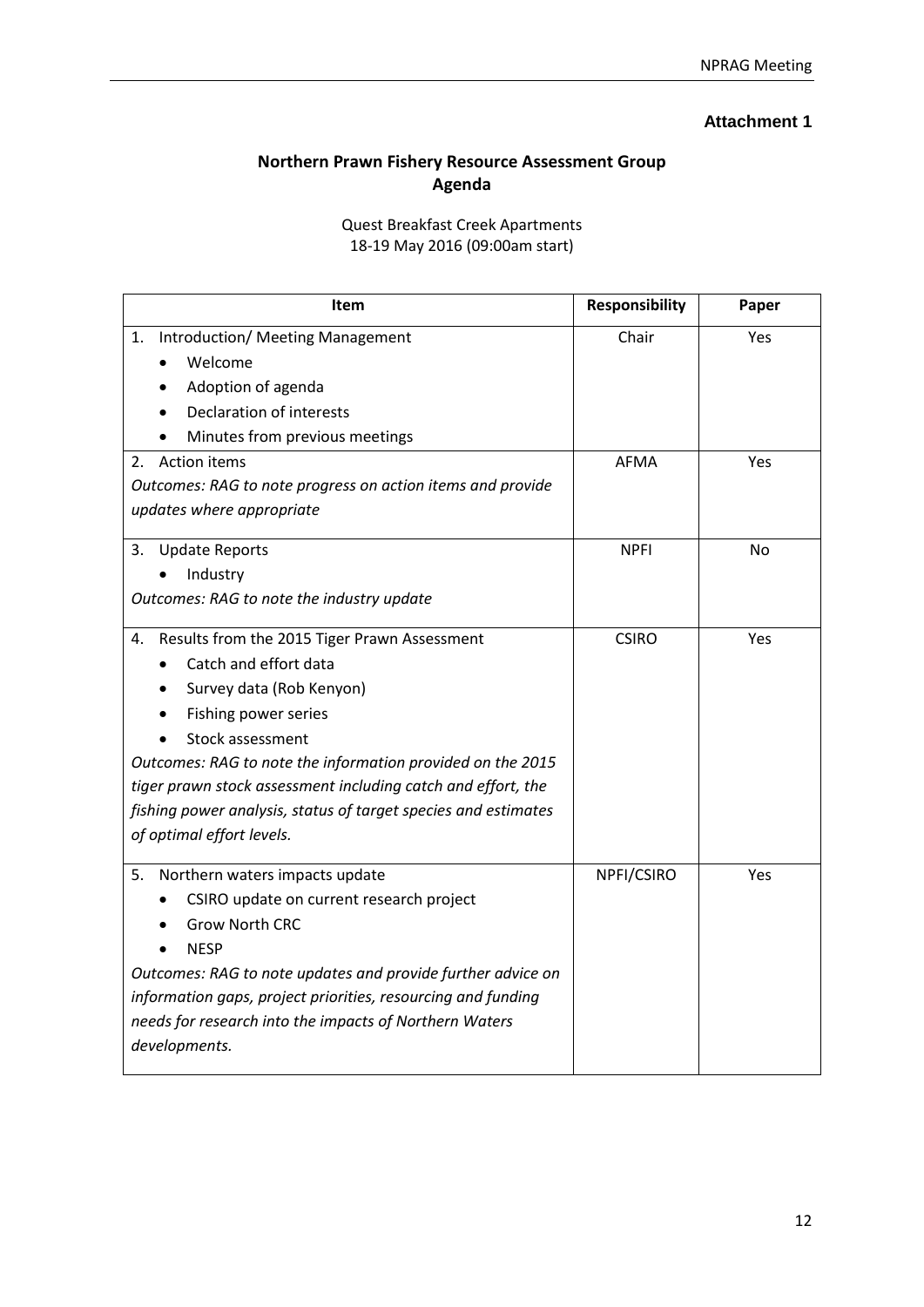**Attachment 1**

## Northern Prawn Fishery Resource Assessment Group
## Agenda

Quest Breakfast Creek Apartments
18-19 May 2016 (09:00am start)

| Item | Responsibility | Paper |
|---|---|---|
| 1. Introduction/ Meeting Management<br>• Welcome<br>• Adoption of agenda<br>• Declaration of interests<br>• Minutes from previous meetings | Chair | Yes |
| 2. Action items<br>*Outcomes: RAG to note progress on action items and provide updates where appropriate* | AFMA | Yes |
| 3. Update Reports<br>• Industry<br>*Outcomes: RAG to note the industry update* | NPFI | No |
| 4. Results from the 2015 Tiger Prawn Assessment<br>• Catch and effort data<br>• Survey data (Rob Kenyon)<br>• Fishing power series<br>• Stock assessment<br>*Outcomes: RAG to note the information provided on the 2015 tiger prawn stock assessment including catch and effort, the fishing power analysis, status of target species and estimates of optimal effort levels.* | CSIRO | Yes |
| 5. Northern waters impacts update<br>• CSIRO update on current research project<br>• Grow North CRC<br>• NESP<br>*Outcomes: RAG to note updates and provide further advice on information gaps, project priorities, resourcing and funding needs for research into the impacts of Northern Waters developments.* | NPFI/CSIRO | Yes |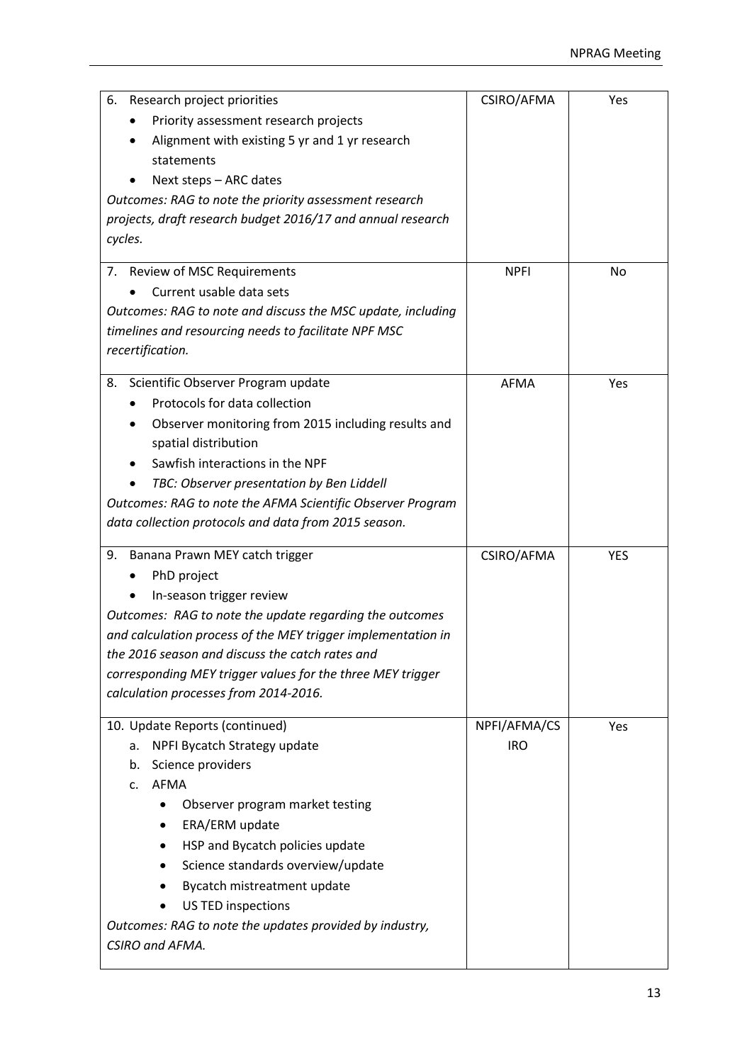| | | |
|---|---|---|
| 6. Research project priorities<br>• Priority assessment research projects<br>• Alignment with existing 5 yr and 1 yr research statements<br>• Next steps – ARC dates<br>*Outcomes: RAG to note the priority assessment research projects, draft research budget 2016/17 and annual research cycles.* | CSIRO/AFMA | Yes |
| 7. Review of MSC Requirements<br>• Current usable data sets<br>*Outcomes: RAG to note and discuss the MSC update, including timelines and resourcing needs to facilitate NPF MSC recertification.* | NPFI | No |
| 8. Scientific Observer Program update<br>• Protocols for data collection<br>• Observer monitoring from 2015 including results and spatial distribution<br>• Sawfish interactions in the NPF<br>• *TBC: Observer presentation by Ben Liddell*<br>*Outcomes: RAG to note the AFMA Scientific Observer Program data collection protocols and data from 2015 season.* | AFMA | Yes |
| 9. Banana Prawn MEY catch trigger<br>• PhD project<br>• In-season trigger review<br>*Outcomes: RAG to note the update regarding the outcomes and calculation process of the MEY trigger implementation in the 2016 season and discuss the catch rates and corresponding MEY trigger values for the three MEY trigger calculation processes from 2014-2016.* | CSIRO/AFMA | YES |
| 10. Update Reports (continued)<br>a. NPFI Bycatch Strategy update<br>b. Science providers<br>c. AFMA<br>• Observer program market testing<br>• ERA/ERM update<br>• HSP and Bycatch policies update<br>• Science standards overview/update<br>• Bycatch mistreatment update<br>• US TED inspections<br>*Outcomes: RAG to note the updates provided by industry, CSIRO and AFMA.* | NPFI/AFMA/CSIRO | Yes |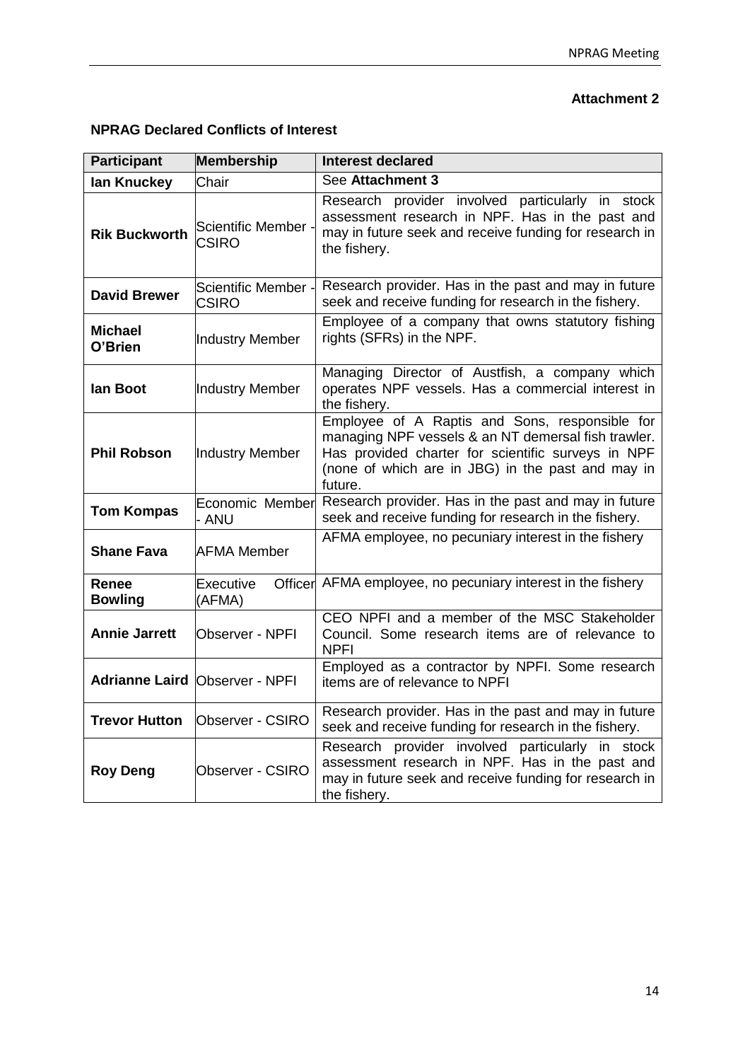**Attachment 2**

**NPRAG Declared Conflicts of Interest**

| Participant | Membership | Interest declared |
|---|---|---|
| **Ian Knuckey** | Chair | See **Attachment 3** |
| **Rik Buckworth** | Scientific Member - CSIRO | Research provider involved particularly in stock assessment research in NPF. Has in the past and may in future seek and receive funding for research in the fishery. |
| **David Brewer** | Scientific Member - CSIRO | Research provider. Has in the past and may in future seek and receive funding for research in the fishery. |
| **Michael O'Brien** | Industry Member | Employee of a company that owns statutory fishing rights (SFRs) in the NPF. |
| **Ian Boot** | Industry Member | Managing Director of Austfish, a company which operates NPF vessels. Has a commercial interest in the fishery. |
| **Phil Robson** | Industry Member | Employee of A Raptis and Sons, responsible for managing NPF vessels & an NT demersal fish trawler. Has provided charter for scientific surveys in NPF (none of which are in JBG) in the past and may in future. |
| **Tom Kompas** | Economic Member - ANU | Research provider. Has in the past and may in future seek and receive funding for research in the fishery. |
| **Shane Fava** | AFMA Member | AFMA employee, no pecuniary interest in the fishery |
| **Renee Bowling** | Executive Officer (AFMA) | AFMA employee, no pecuniary interest in the fishery |
| **Annie Jarrett** | Observer - NPFI | CEO NPFI and a member of the MSC Stakeholder Council. Some research items are of relevance to NPFI |
| **Adrianne Laird** | Observer - NPFI | Employed as a contractor by NPFI. Some research items are of relevance to NPFI |
| **Trevor Hutton** | Observer - CSIRO | Research provider. Has in the past and may in future seek and receive funding for research in the fishery. |
| **Roy Deng** | Observer - CSIRO | Research provider involved particularly in stock assessment research in NPF. Has in the past and may in future seek and receive funding for research in the fishery. |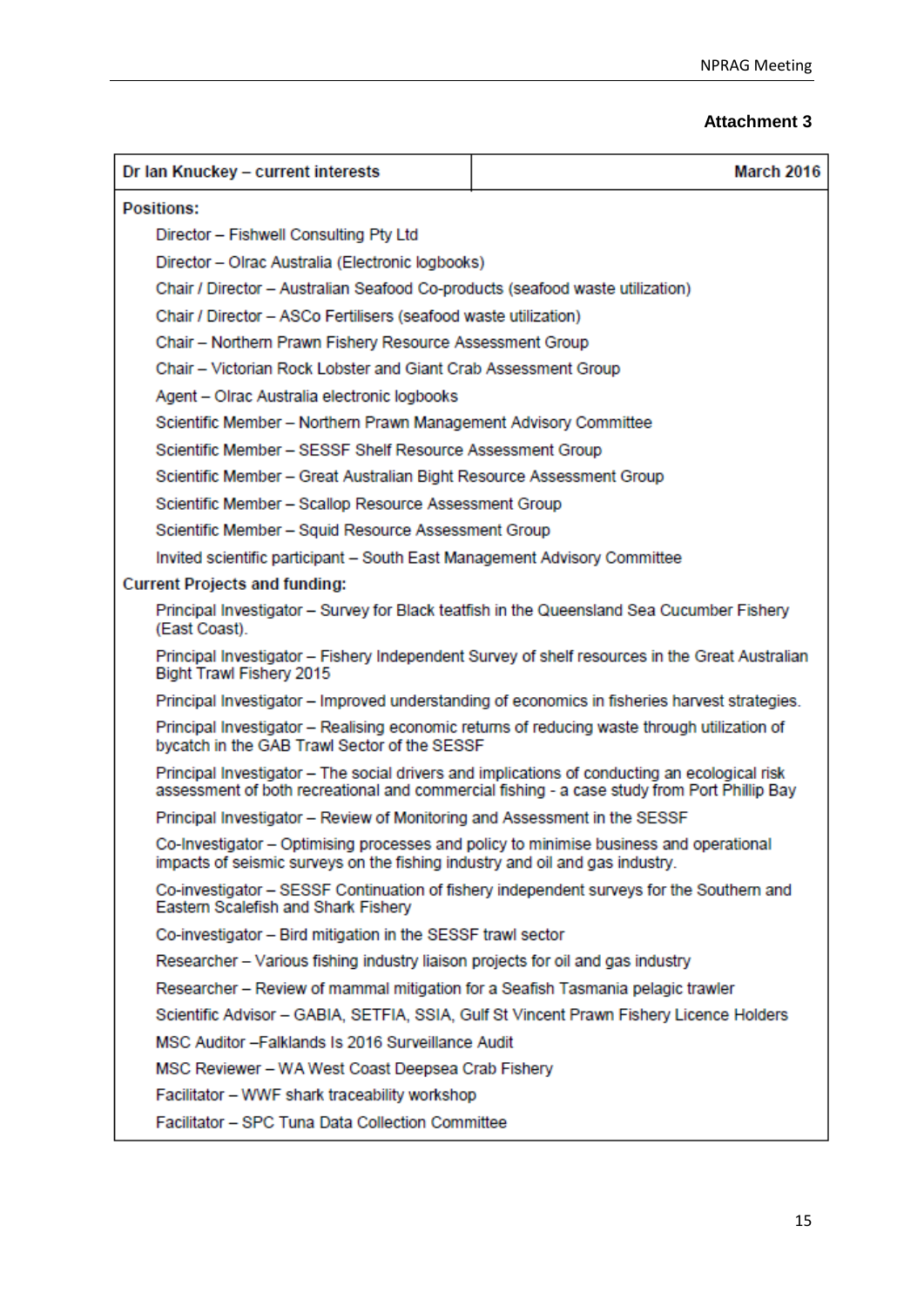**Attachment 3**

| Dr Ian Knuckey – current interests | March 2016 |
|---|---|

**Positions:**

- Director – Fishwell Consulting Pty Ltd
- Director – Olrac Australia (Electronic logbooks)
- Chair / Director – Australian Seafood Co-products (seafood waste utilization)
- Chair / Director – ASCo Fertilisers (seafood waste utilization)
- Chair – Northern Prawn Fishery Resource Assessment Group
- Chair – Victorian Rock Lobster and Giant Crab Assessment Group
- Agent – Olrac Australia electronic logbooks
- Scientific Member – Northern Prawn Management Advisory Committee
- Scientific Member – SESSF Shelf Resource Assessment Group
- Scientific Member – Great Australian Bight Resource Assessment Group
- Scientific Member – Scallop Resource Assessment Group
- Scientific Member – Squid Resource Assessment Group
- Invited scientific participant – South East Management Advisory Committee

**Current Projects and funding:**

- Principal Investigator – Survey for Black teatfish in the Queensland Sea Cucumber Fishery (East Coast).
- Principal Investigator – Fishery Independent Survey of shelf resources in the Great Australian Bight Trawl Fishery 2015
- Principal Investigator – Improved understanding of economics in fisheries harvest strategies.
- Principal Investigator – Realising economic returns of reducing waste through utilization of bycatch in the GAB Trawl Sector of the SESSF
- Principal Investigator – The social drivers and implications of conducting an ecological risk assessment of both recreational and commercial fishing - a case study from Port Phillip Bay
- Principal Investigator – Review of Monitoring and Assessment in the SESSF
- Co-Investigator – Optimising processes and policy to minimise business and operational impacts of seismic surveys on the fishing industry and oil and gas industry.
- Co-investigator – SESSF Continuation of fishery independent surveys for the Southern and Eastern Scalefish and Shark Fishery
- Co-investigator – Bird mitigation in the SESSF trawl sector
- Researcher – Various fishing industry liaison projects for oil and gas industry
- Researcher – Review of mammal mitigation for a Seafish Tasmania pelagic trawler
- Scientific Advisor – GABIA, SETFIA, SSIA, Gulf St Vincent Prawn Fishery Licence Holders
- MSC Auditor –Falklands Is 2016 Surveillance Audit
- MSC Reviewer – WA West Coast Deepsea Crab Fishery
- Facilitator – WWF shark traceability workshop
- Facilitator – SPC Tuna Data Collection Committee